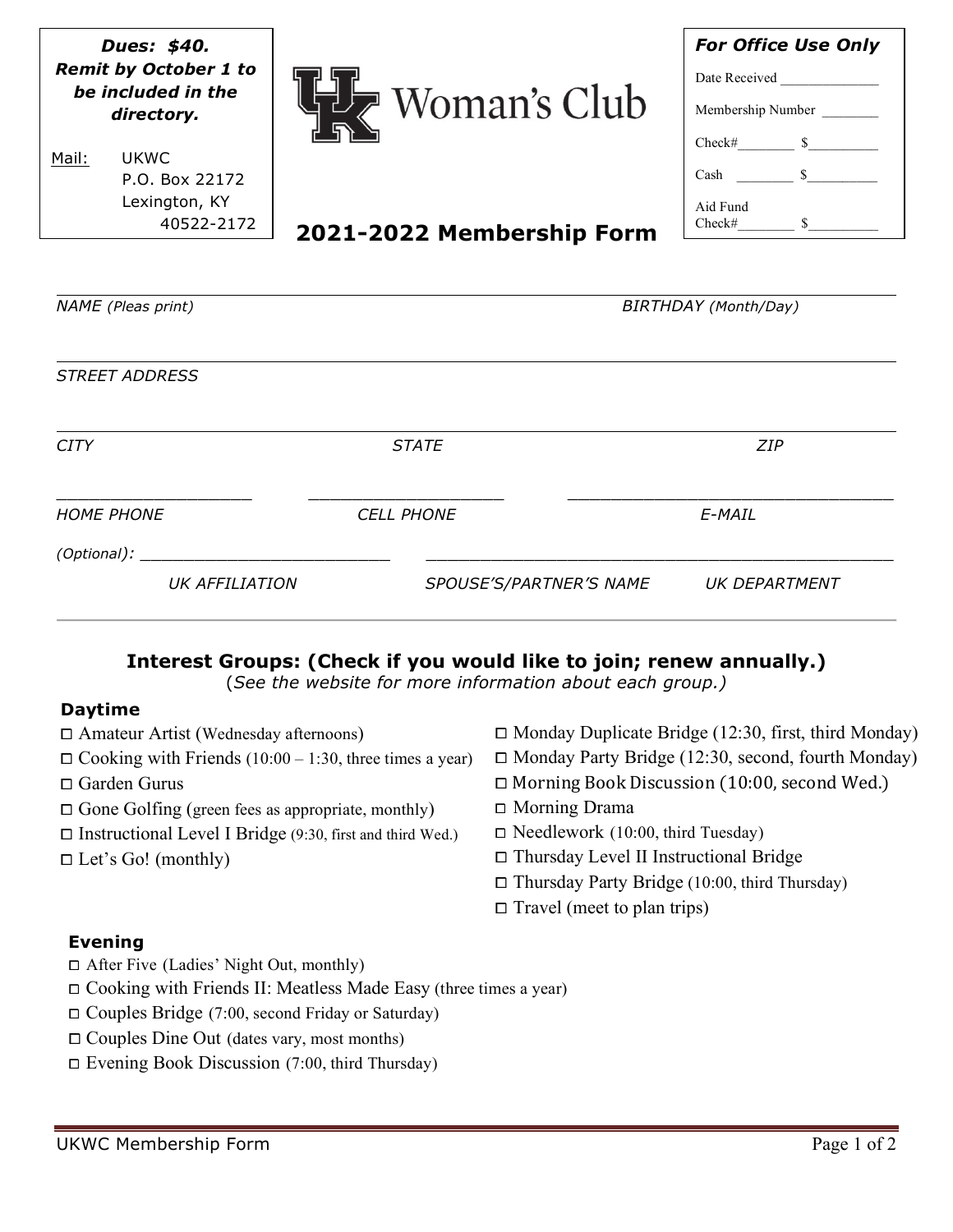**Dues: $40. Remit by October 1 to be included in the directory.**

Mail: UKWC
P.O. Box 22172
Lexington, KY
40522-2172

# UK Woman's Club

## 2021-2022 Membership Form

| For Office Use Only | |
|---|---|
| Date Received | ______________ |
| Membership Number | ________ |
| Check#________ | $__________ |
| Cash ________ | $__________ |
| Aid Fund Check#________ | $__________ |

_____________________________________________________________________________

*NAME (Pleas print)* *BIRTHDAY (Month/Day)*

_____________________________________________________________________________

*STREET ADDRESS*

_____________________________________________________________________________

*CITY* *STATE* *ZIP*

___________________ ___________________ ________________________________

*HOME PHONE* *CELL PHONE* *E-MAIL*

*(Optional):* __________________________ ______________________________________________

*UK AFFILIATION* *SPOUSE'S/PARTNER'S NAME* *UK DEPARTMENT*

---

### Interest Groups: (Check if you would like to join; renew annually.)

(*See the website for more information about each group.)*

**Daytime**

- ☐ Amateur Artist (Wednesday afternoons)
- ☐ Cooking with Friends (10:00 – 1:30, three times a year)
- ☐ Garden Gurus
- ☐ Gone Golfing (green fees as appropriate, monthly)
- ☐ Instructional Level I Bridge (9:30, first and third Wed.)
- ☐ Let's Go! (monthly)
- ☐ Monday Duplicate Bridge (12:30, first, third Monday)
- ☐ Monday Party Bridge (12:30, second, fourth Monday)
- ☐ Morning Book Discussion (10:00, second Wed.)
- ☐ Morning Drama
- ☐ Needlework (10:00, third Tuesday)
- ☐ Thursday Level II Instructional Bridge
- ☐ Thursday Party Bridge (10:00, third Thursday)
- ☐ Travel (meet to plan trips)

**Evening**

- ☐ After Five (Ladies' Night Out, monthly)
- ☐ Cooking with Friends II: Meatless Made Easy (three times a year)
- ☐ Couples Bridge (7:00, second Friday or Saturday)
- ☐ Couples Dine Out (dates vary, most months)
- ☐ Evening Book Discussion (7:00, third Thursday)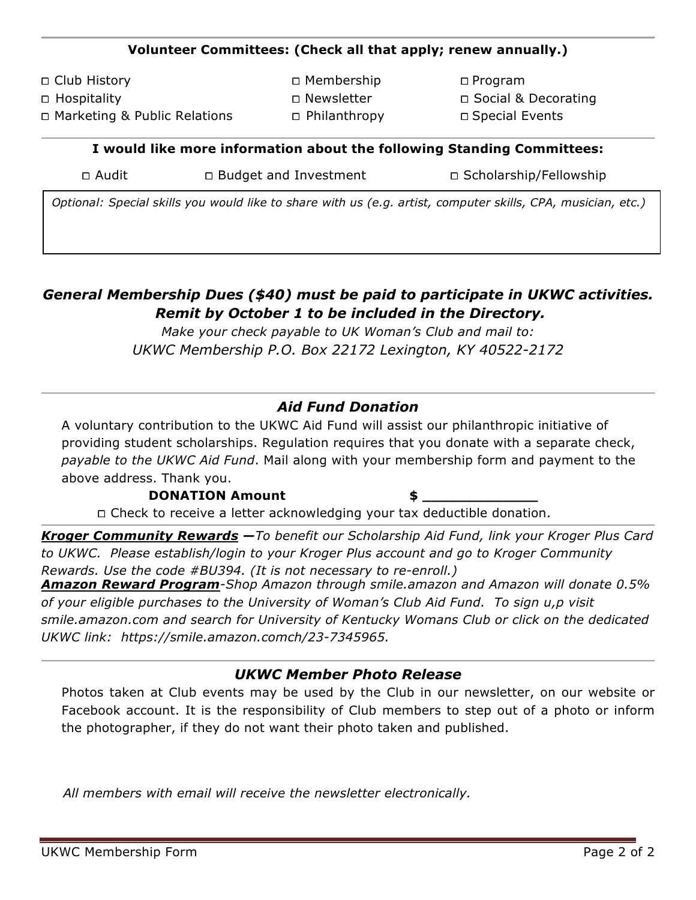**Volunteer Committees: (Check all that apply; renew annually.)**

- ◻ Club History
- ◻ Hospitality
- ◻ Marketing & Public Relations
- ◻ Membership
- ◻ Newsletter
- ◻ Philanthropy
- ◻ Program
- ◻ Social & Decorating
- ◻ Special Events

**I would like more information about the following Standing Committees:**

- ◻ Audit
- ◻ Budget and Investment
- ◻ Scholarship/Fellowship

*Optional: Special skills you would like to share with us (e.g. artist, computer skills, CPA, musician, etc.)*

***General Membership Dues ($40) must be paid to participate in UKWC activities.***
***Remit by October 1 to be included in the Directory.***

*Make your check payable to UK Woman's Club and mail to:*
*UKWC Membership P.O. Box 22172 Lexington, KY 40522-2172*

## *Aid Fund Donation*

A voluntary contribution to the UKWC Aid Fund will assist our philanthropic initiative of providing student scholarships. Regulation requires that you donate with a separate check, *payable to the UKWC Aid Fund*. Mail along with your membership form and payment to the above address. Thank you.

**DONATION Amount** **$ _____________**

◻ Check to receive a letter acknowledging your tax deductible donation.

***Kroger Community Rewards*** **—***To benefit our Scholarship Aid Fund, link your Kroger Plus Card to UKWC. Please establish/login to your Kroger Plus account and go to Kroger Community Rewards. Use the code #BU394. (It is not necessary to re-enroll.)*

***Amazon Reward Program****-Shop Amazon through smile.amazon and Amazon will donate 0.5% of your eligible purchases to the University of Woman's Club Aid Fund. To sign u,p visit smile.amazon.com and search for University of Kentucky Womans Club or click on the dedicated UKWC link: https://smile.amazon.comch/23-7345965.*

## *UKWC Member Photo Release*

Photos taken at Club events may be used by the Club in our newsletter, on our website or Facebook account. It is the responsibility of Club members to step out of a photo or inform the photographer, if they do not want their photo taken and published.

*All members with email will receive the newsletter electronically.*